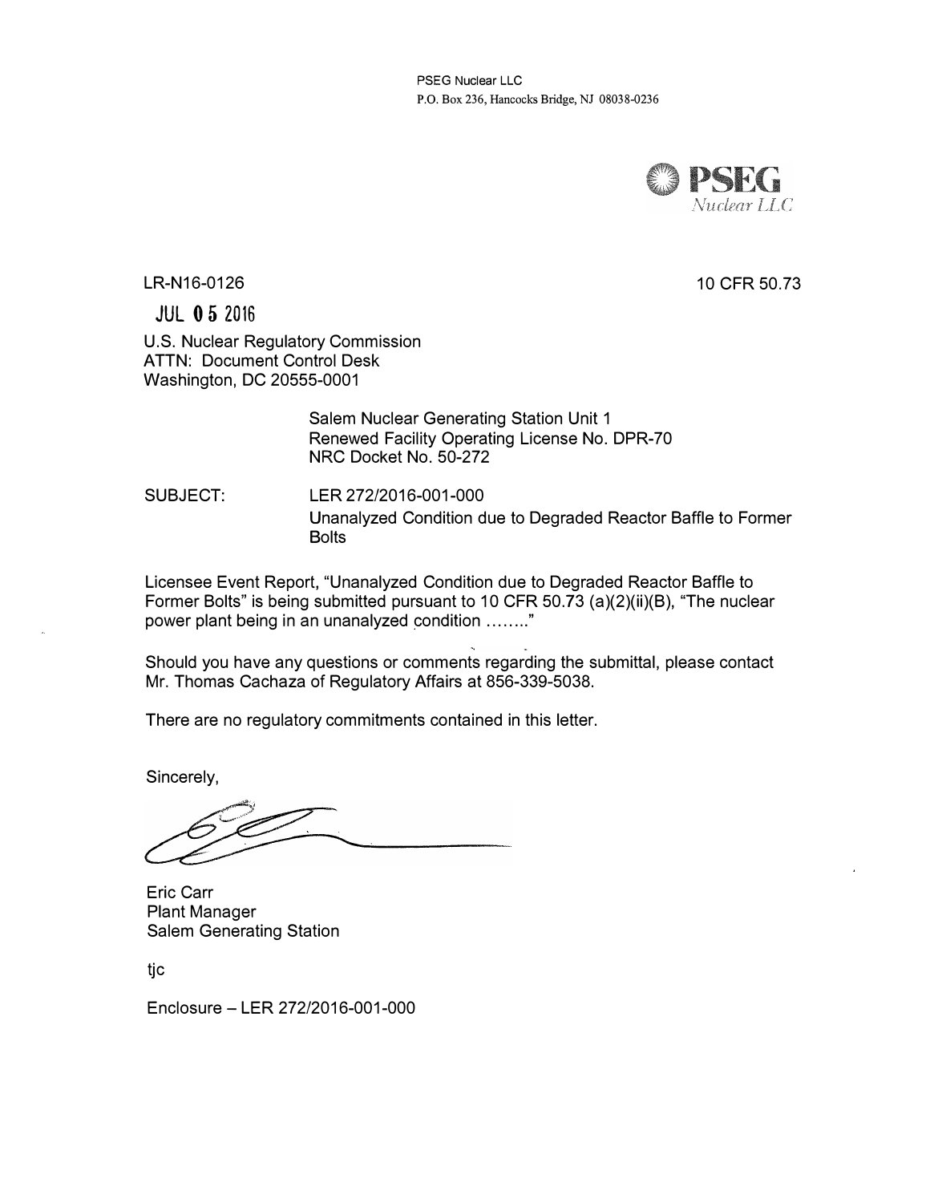PSEG Nuclear LLC
P.O. Box 236, Hancocks Bridge, NJ 08038-0236

PSEG
*Nuclear LLC*

LR-N16-0126

10 CFR 50.73

JUL 05 2016

U.S. Nuclear Regulatory Commission
ATTN: Document Control Desk
Washington, DC 20555-0001

Salem Nuclear Generating Station Unit 1
Renewed Facility Operating License No. DPR-70
NRC Docket No. 50-272

SUBJECT: LER 272/2016-001-000
Unanalyzed Condition due to Degraded Reactor Baffle to Former Bolts

Licensee Event Report, "Unanalyzed Condition due to Degraded Reactor Baffle to Former Bolts" is being submitted pursuant to 10 CFR 50.73 (a)(2)(ii)(B), "The nuclear power plant being in an unanalyzed condition ........"

Should you have any questions or comments regarding the submittal, please contact Mr. Thomas Cachaza of Regulatory Affairs at 856-339-5038.

There are no regulatory commitments contained in this letter.

Sincerely,

Eric Carr
Plant Manager
Salem Generating Station

tjc

Enclosure – LER 272/2016-001-000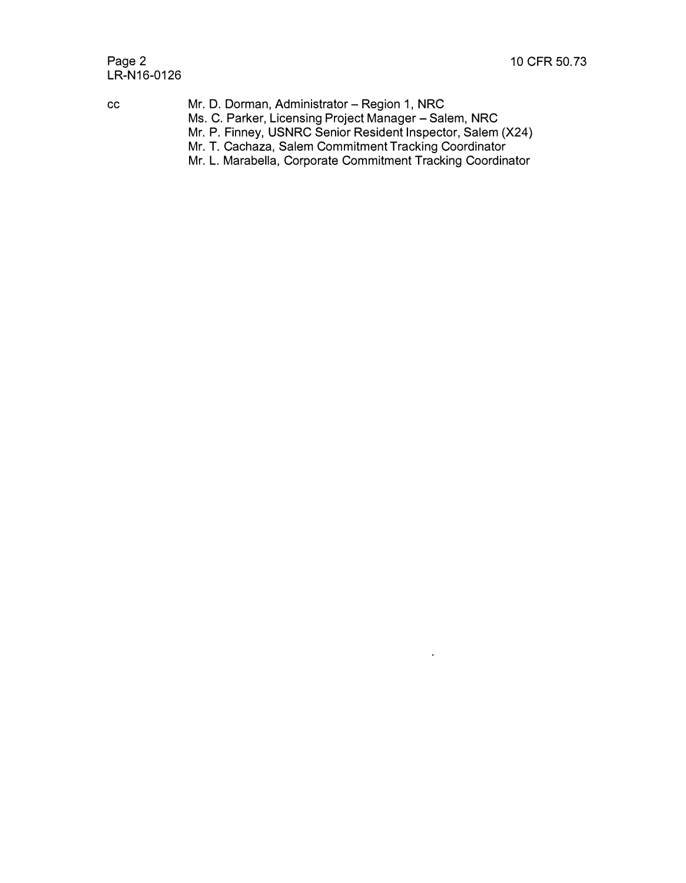cc Mr. D. Dorman, Administrator – Region 1, NRC
Ms. C. Parker, Licensing Project Manager – Salem, NRC
Mr. P. Finney, USNRC Senior Resident Inspector, Salem (X24)
Mr. T. Cachaza, Salem Commitment Tracking Coordinator
Mr. L. Marabella, Corporate Commitment Tracking Coordinator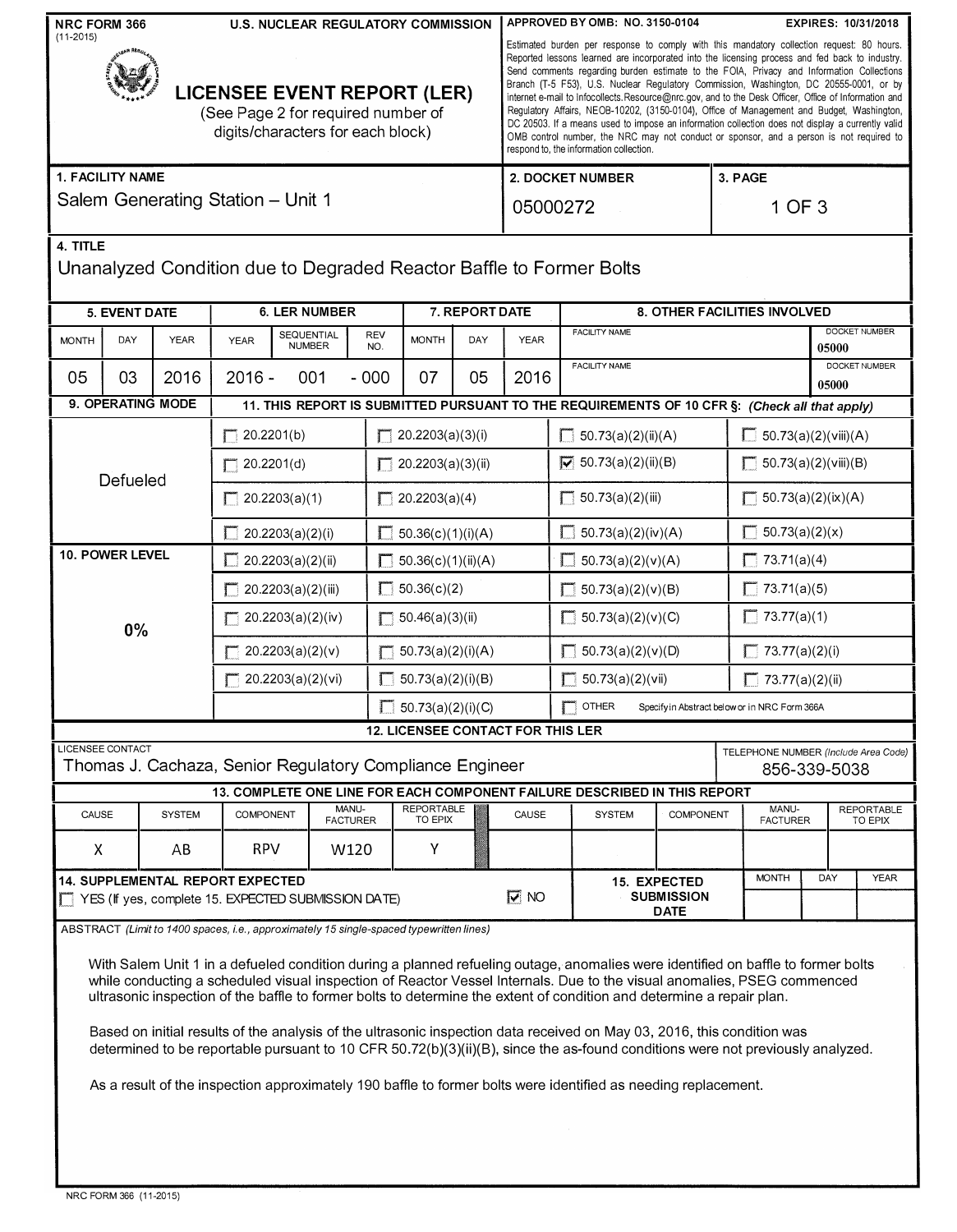NRC FORM 366 (11-2015)

U.S. NUCLEAR REGULATORY COMMISSION

# LICENSEE EVENT REPORT (LER)

(See Page 2 for required number of digits/characters for each block)

APPROVED BY OMB: NO. 3150-0104 EXPIRES: 10/31/2018

Estimated burden per response to comply with this mandatory collection request: 80 hours. Reported lessons learned are incorporated into the licensing process and fed back to industry. Send comments regarding burden estimate to the FOIA, Privacy and Information Collections Branch (T-5 F53), U.S. Nuclear Regulatory Commission, Washington, DC 20555-0001, or by internet e-mail to Infocollects.Resource@nrc.gov, and to the Desk Officer, Office of Information and Regulatory Affairs, NEOB-10202, (3150-0104), Office of Management and Budget, Washington, DC 20503. If a means used to impose an information collection does not display a currently valid OMB control number, the NRC may not conduct or sponsor, and a person is not required to respond to, the information collection.

| 1. FACILITY NAME | 2. DOCKET NUMBER | 3. PAGE |
|---|---|---|
| Salem Generating Station – Unit 1 | 05000272 | 1 OF 3 |

**4. TITLE**

Unanalyzed Condition due to Degraded Reactor Baffle to Former Bolts

| 5. EVENT DATE | | | 6. LER NUMBER | | | 7. REPORT DATE | | | 8. OTHER FACILITIES INVOLVED | |
|---|---|---|---|---|---|---|---|---|---|---|
| MONTH | DAY | YEAR | YEAR | SEQUENTIAL NUMBER | REV NO. | MONTH | DAY | YEAR | FACILITY NAME | DOCKET NUMBER |
| | | | | | | | | | | 05000 |
| 05 | 03 | 2016 | 2016 - | 001 | - 000 | 07 | 05 | 2016 | FACILITY NAME | DOCKET NUMBER 05000 |

**9. OPERATING MODE:** Defueled

**10. POWER LEVEL:** 0%

**11. THIS REPORT IS SUBMITTED PURSUANT TO THE REQUIREMENTS OF 10 CFR §:** *(Check all that apply)*

| | | | |
|---|---|---|---|
| ☐ 20.2201(b) | ☐ 20.2203(a)(3)(i) | ☐ 50.73(a)(2)(ii)(A) | ☐ 50.73(a)(2)(viii)(A) |
| ☐ 20.2201(d) | ☐ 20.2203(a)(3)(ii) | ☑ 50.73(a)(2)(ii)(B) | ☐ 50.73(a)(2)(viii)(B) |
| ☐ 20.2203(a)(1) | ☐ 20.2203(a)(4) | ☐ 50.73(a)(2)(iii) | ☐ 50.73(a)(2)(ix)(A) |
| ☐ 20.2203(a)(2)(i) | ☐ 50.36(c)(1)(i)(A) | ☐ 50.73(a)(2)(iv)(A) | ☐ 50.73(a)(2)(x) |
| ☐ 20.2203(a)(2)(ii) | ☐ 50.36(c)(1)(ii)(A) | ☐ 50.73(a)(2)(v)(A) | ☐ 73.71(a)(4) |
| ☐ 20.2203(a)(2)(iii) | ☐ 50.36(c)(2) | ☐ 50.73(a)(2)(v)(B) | ☐ 73.71(a)(5) |
| ☐ 20.2203(a)(2)(iv) | ☐ 50.46(a)(3)(ii) | ☐ 50.73(a)(2)(v)(C) | ☐ 73.77(a)(1) |
| ☐ 20.2203(a)(2)(v) | ☐ 50.73(a)(2)(i)(A) | ☐ 50.73(a)(2)(v)(D) | ☐ 73.77(a)(2)(i) |
| ☐ 20.2203(a)(2)(vi) | ☐ 50.73(a)(2)(i)(B) | ☐ 50.73(a)(2)(vii) | ☐ 73.77(a)(2)(ii) |
| | ☐ 50.73(a)(2)(i)(C) | ☐ OTHER Specify in Abstract below or in NRC Form 366A | |

**12. LICENSEE CONTACT FOR THIS LER**

| LICENSEE CONTACT | TELEPHONE NUMBER (Include Area Code) |
|---|---|
| Thomas J. Cachaza, Senior Regulatory Compliance Engineer | 856-339-5038 |

**13. COMPLETE ONE LINE FOR EACH COMPONENT FAILURE DESCRIBED IN THIS REPORT**

| CAUSE | SYSTEM | COMPONENT | MANU-FACTURER | REPORTABLE TO EPIX | CAUSE | SYSTEM | COMPONENT | MANU-FACTURER | REPORTABLE TO EPIX |
|---|---|---|---|---|---|---|---|---|---|
| X | AB | RPV | W120 | Y | | | | | |

**14. SUPPLEMENTAL REPORT EXPECTED**

☐ YES (If yes, complete 15. EXPECTED SUBMISSION DATE) ☑ NO

**15. EXPECTED SUBMISSION DATE:** MONTH / DAY / YEAR

**ABSTRACT** *(Limit to 1400 spaces, i.e., approximately 15 single-spaced typewritten lines)*

With Salem Unit 1 in a defueled condition during a planned refueling outage, anomalies were identified on baffle to former bolts while conducting a scheduled visual inspection of Reactor Vessel Internals. Due to the visual anomalies, PSEG commenced ultrasonic inspection of the baffle to former bolts to determine the extent of condition and determine a repair plan.

Based on initial results of the analysis of the ultrasonic inspection data received on May 03, 2016, this condition was determined to be reportable pursuant to 10 CFR 50.72(b)(3)(ii)(B), since the as-found conditions were not previously analyzed.

As a result of the inspection approximately 190 baffle to former bolts were identified as needing replacement.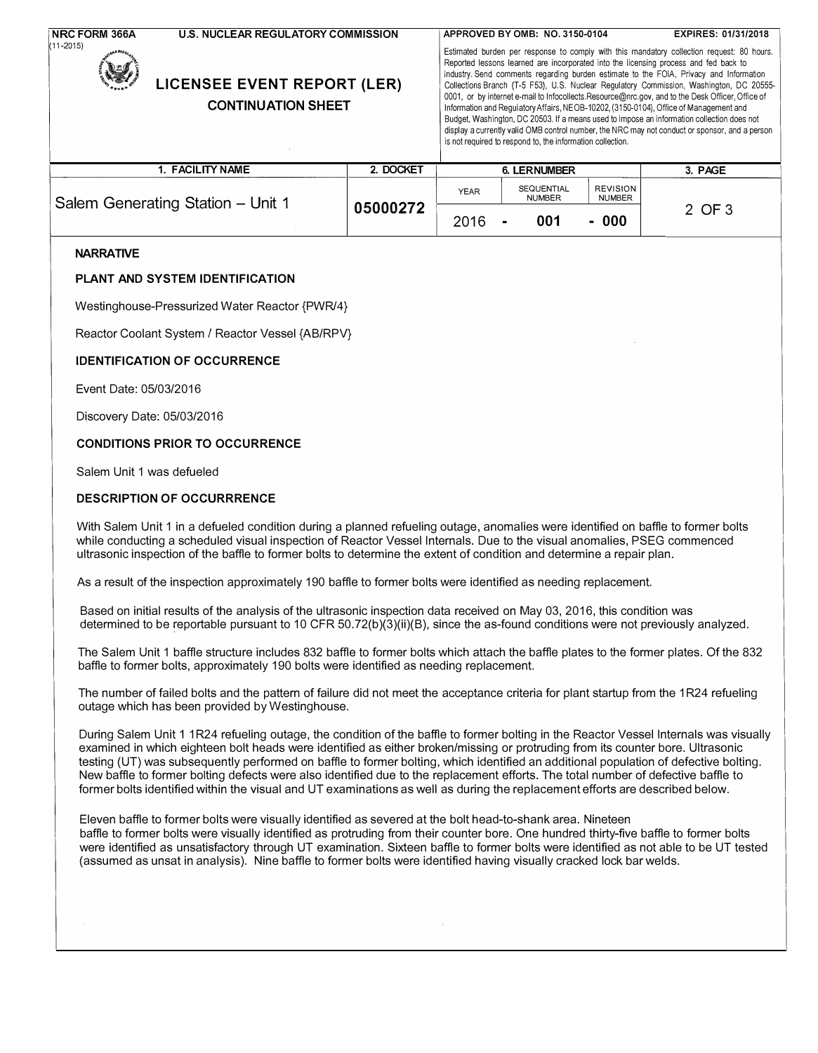**NRC FORM 366A** (11-2015) **U.S. NUCLEAR REGULATORY COMMISSION**

**APPROVED BY OMB: NO. 3150-0104** **EXPIRES: 01/31/2018**

# LICENSEE EVENT REPORT (LER)
## CONTINUATION SHEET

Estimated burden per response to comply with this mandatory collection request: 80 hours. Reported lessons learned are incorporated into the licensing process and fed back to industry. Send comments regarding burden estimate to the FOIA, Privacy and Information Collections Branch (T-5 F53), U.S. Nuclear Regulatory Commission, Washington, DC 20555-0001, or by internet e-mail to Infocollects.Resource@nrc.gov, and to the Desk Officer, Office of Information and Regulatory Affairs, NEOB-10202, (3150-0104), Office of Management and Budget, Washington, DC 20503. If a means used to impose an information collection does not display a currently valid OMB control number, the NRC may not conduct or sponsor, and a person is not required to respond to, the information collection.

| 1. FACILITY NAME | 2. DOCKET | 6. LER NUMBER | | | 3. PAGE |
|---|---|---|---|---|---|
| | | YEAR | SEQUENTIAL NUMBER | REVISION NUMBER | |
| Salem Generating Station – Unit 1 | 05000272 | 2016 | - 001 | - 000 | 2 OF 3 |

**NARRATIVE**

**PLANT AND SYSTEM IDENTIFICATION**

Westinghouse-Pressurized Water Reactor {PWR/4}

Reactor Coolant System / Reactor Vessel {AB/RPV}

**IDENTIFICATION OF OCCURRENCE**

Event Date: 05/03/2016

Discovery Date: 05/03/2016

**CONDITIONS PRIOR TO OCCURRENCE**

Salem Unit 1 was defueled

**DESCRIPTION OF OCCURRRENCE**

With Salem Unit 1 in a defueled condition during a planned refueling outage, anomalies were identified on baffle to former bolts while conducting a scheduled visual inspection of Reactor Vessel Internals. Due to the visual anomalies, PSEG commenced ultrasonic inspection of the baffle to former bolts to determine the extent of condition and determine a repair plan.

As a result of the inspection approximately 190 baffle to former bolts were identified as needing replacement.

Based on initial results of the analysis of the ultrasonic inspection data received on May 03, 2016, this condition was determined to be reportable pursuant to 10 CFR 50.72(b)(3)(ii)(B), since the as-found conditions were not previously analyzed.

The Salem Unit 1 baffle structure includes 832 baffle to former bolts which attach the baffle plates to the former plates. Of the 832 baffle to former bolts, approximately 190 bolts were identified as needing replacement.

The number of failed bolts and the pattern of failure did not meet the acceptance criteria for plant startup from the 1R24 refueling outage which has been provided by Westinghouse.

During Salem Unit 1 1R24 refueling outage, the condition of the baffle to former bolting in the Reactor Vessel Internals was visually examined in which eighteen bolt heads were identified as either broken/missing or protruding from its counter bore. Ultrasonic testing (UT) was subsequently performed on baffle to former bolting, which identified an additional population of defective bolting. New baffle to former bolting defects were also identified due to the replacement efforts. The total number of defective baffle to former bolts identified within the visual and UT examinations as well as during the replacement efforts are described below.

Eleven baffle to former bolts were visually identified as severed at the bolt head-to-shank area. Nineteen baffle to former bolts were visually identified as protruding from their counter bore. One hundred thirty-five baffle to former bolts were identified as unsatisfactory through UT examination. Sixteen baffle to former bolts were identified as not able to be UT tested (assumed as unsat in analysis). Nine baffle to former bolts were identified having visually cracked lock bar welds.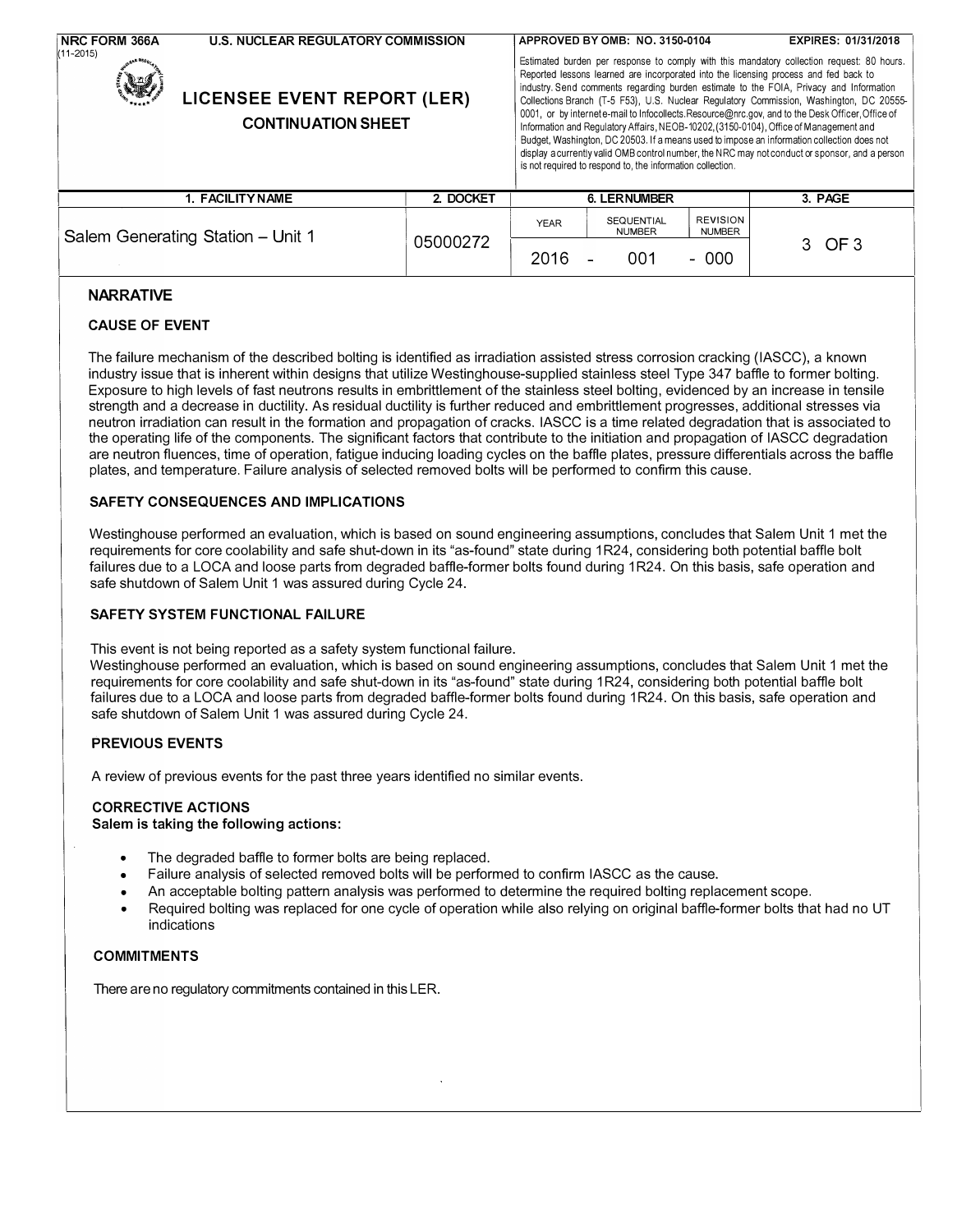NRC FORM 366A (11-2015)

U.S. NUCLEAR REGULATORY COMMISSION

APPROVED BY OMB: NO. 3150-0104 EXPIRES: 01/31/2018

# LICENSEE EVENT REPORT (LER)
## CONTINUATION SHEET

Estimated burden per response to comply with this mandatory collection request: 80 hours. Reported lessons learned are incorporated into the licensing process and fed back to industry. Send comments regarding burden estimate to the FOIA, Privacy and Information Collections Branch (T-5 F53), U.S. Nuclear Regulatory Commission, Washington, DC 20555-0001, or by internet e-mail to Infocollects.Resource@nrc.gov, and to the Desk Officer, Office of Information and Regulatory Affairs, NEOB-10202, (3150-0104), Office of Management and Budget, Washington, DC 20503. If a means used to impose an information collection does not display a currently valid OMB control number, the NRC may not conduct or sponsor, and a person is not required to respond to, the information collection.

| 1. FACILITY NAME | 2. DOCKET | 6. LER NUMBER | | | 3. PAGE |
|---|---|---|---|---|---|
| | | YEAR | SEQUENTIAL NUMBER | REVISION NUMBER | |
| Salem Generating Station – Unit 1 | 05000272 | 2016 | - 001 | - 000 | 3 OF 3 |

### NARRATIVE

#### CAUSE OF EVENT

The failure mechanism of the described bolting is identified as irradiation assisted stress corrosion cracking (IASCC), a known industry issue that is inherent within designs that utilize Westinghouse-supplied stainless steel Type 347 baffle to former bolting. Exposure to high levels of fast neutrons results in embrittlement of the stainless steel bolting, evidenced by an increase in tensile strength and a decrease in ductility. As residual ductility is further reduced and embrittlement progresses, additional stresses via neutron irradiation can result in the formation and propagation of cracks. IASCC is a time related degradation that is associated to the operating life of the components. The significant factors that contribute to the initiation and propagation of IASCC degradation are neutron fluences, time of operation, fatigue inducing loading cycles on the baffle plates, pressure differentials across the baffle plates, and temperature. Failure analysis of selected removed bolts will be performed to confirm this cause.

#### SAFETY CONSEQUENCES AND IMPLICATIONS

Westinghouse performed an evaluation, which is based on sound engineering assumptions, concludes that Salem Unit 1 met the requirements for core coolability and safe shut-down in its "as-found" state during 1R24, considering both potential baffle bolt failures due to a LOCA and loose parts from degraded baffle-former bolts found during 1R24. On this basis, safe operation and safe shutdown of Salem Unit 1 was assured during Cycle 24.

#### SAFETY SYSTEM FUNCTIONAL FAILURE

This event is not being reported as a safety system functional failure.
Westinghouse performed an evaluation, which is based on sound engineering assumptions, concludes that Salem Unit 1 met the requirements for core coolability and safe shut-down in its "as-found" state during 1R24, considering both potential baffle bolt failures due to a LOCA and loose parts from degraded baffle-former bolts found during 1R24. On this basis, safe operation and safe shutdown of Salem Unit 1 was assured during Cycle 24.

#### PREVIOUS EVENTS

A review of previous events for the past three years identified no similar events.

#### CORRECTIVE ACTIONS
**Salem is taking the following actions:**

- The degraded baffle to former bolts are being replaced.
- Failure analysis of selected removed bolts will be performed to confirm IASCC as the cause.
- An acceptable bolting pattern analysis was performed to determine the required bolting replacement scope.
- Required bolting was replaced for one cycle of operation while also relying on original baffle-former bolts that had no UT indications

#### COMMITMENTS

There are no regulatory commitments contained in this LER.